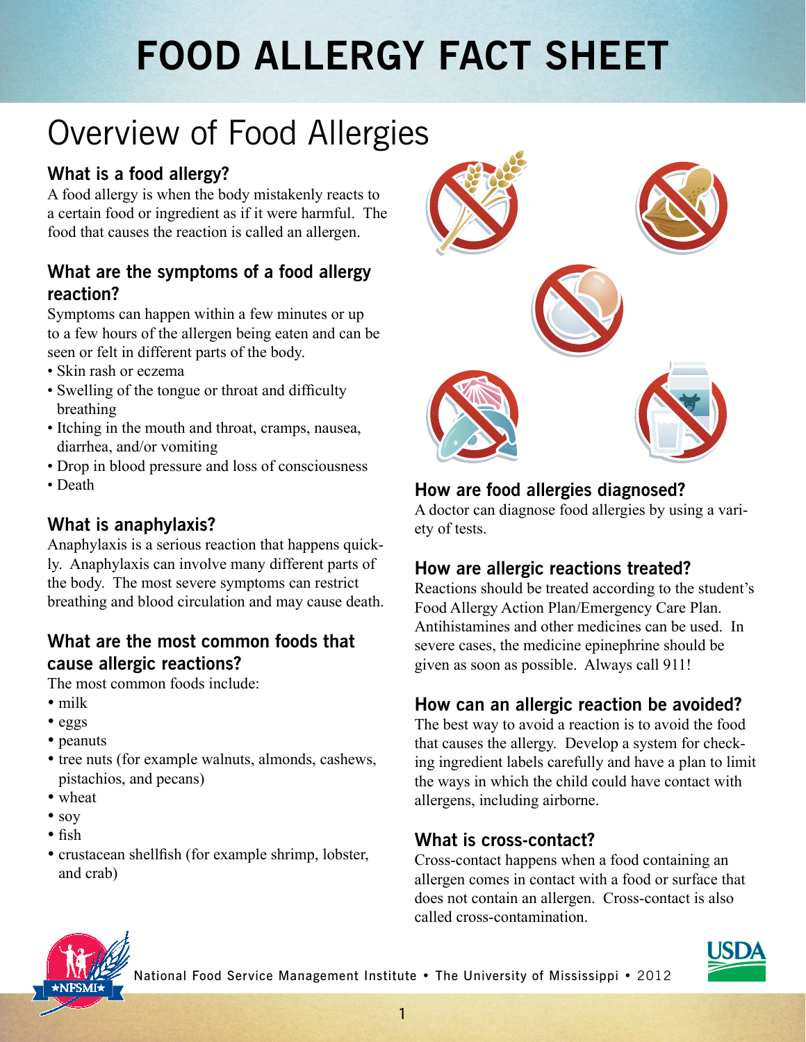# FOOD ALLERGY FACT SHEET

## Overview of Food Allergies

### What is a food allergy?

A food allergy is when the body mistakenly reacts to a certain food or ingredient as if it were harmful. The food that causes the reaction is called an allergen.

### What are the symptoms of a food allergy reaction?

Symptoms can happen within a few minutes or up to a few hours of the allergen being eaten and can be seen or felt in different parts of the body.

- Skin rash or eczema
- Swelling of the tongue or throat and difficulty breathing
- Itching in the mouth and throat, cramps, nausea, diarrhea, and/or vomiting
- Drop in blood pressure and loss of consciousness
- Death

### What is anaphylaxis?

Anaphylaxis is a serious reaction that happens quickly. Anaphylaxis can involve many different parts of the body. The most severe symptoms can restrict breathing and blood circulation and may cause death.

### What are the most common foods that cause allergic reactions?

The most common foods include:

- milk
- eggs
- peanuts
- tree nuts (for example walnuts, almonds, cashews, pistachios, and pecans)
- wheat
- soy
- fish
- crustacean shellfish (for example shrimp, lobster, and crab)

### How are food allergies diagnosed?

A doctor can diagnose food allergies by using a variety of tests.

### How are allergic reactions treated?

Reactions should be treated according to the student's Food Allergy Action Plan/Emergency Care Plan. Antihistamines and other medicines can be used. In severe cases, the medicine epinephrine should be given as soon as possible. Always call 911!

### How can an allergic reaction be avoided?

The best way to avoid a reaction is to avoid the food that causes the allergy. Develop a system for checking ingredient labels carefully and have a plan to limit the ways in which the child could have contact with allergens, including airborne.

### What is cross-contact?

Cross-contact happens when a food containing an allergen comes in contact with a food or surface that does not contain an allergen. Cross-contact is also called cross-contamination.

National Food Service Management Institute • The University of Mississippi • 2012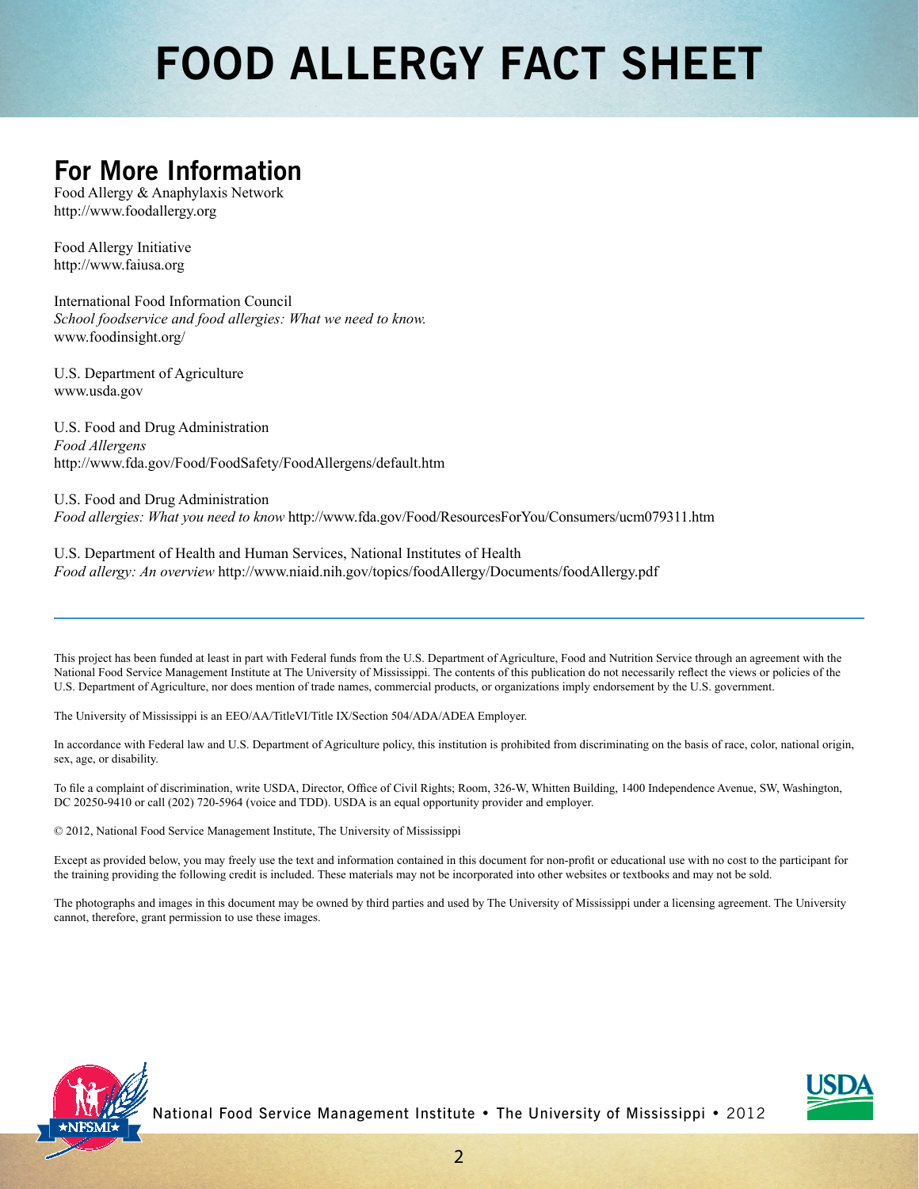# FOOD ALLERGY FACT SHEET

## For More Information

Food Allergy & Anaphylaxis Network
http://www.foodallergy.org

Food Allergy Initiative
http://www.faiusa.org

International Food Information Council
*School foodservice and food allergies: What we need to know.*
www.foodinsight.org/

U.S. Department of Agriculture
www.usda.gov

U.S. Food and Drug Administration
*Food Allergens*
http://www.fda.gov/Food/FoodSafety/FoodAllergens/default.htm

U.S. Food and Drug Administration
*Food allergies: What you need to know* http://www.fda.gov/Food/ResourcesForYou/Consumers/ucm079311.htm

U.S. Department of Health and Human Services, National Institutes of Health
*Food allergy: An overview* http://www.niaid.nih.gov/topics/foodAllergy/Documents/foodAllergy.pdf

---

This project has been funded at least in part with Federal funds from the U.S. Department of Agriculture, Food and Nutrition Service through an agreement with the National Food Service Management Institute at The University of Mississippi. The contents of this publication do not necessarily reflect the views or policies of the U.S. Department of Agriculture, nor does mention of trade names, commercial products, or organizations imply endorsement by the U.S. government.

The University of Mississippi is an EEO/AA/TitleVI/Title IX/Section 504/ADA/ADEA Employer.

In accordance with Federal law and U.S. Department of Agriculture policy, this institution is prohibited from discriminating on the basis of race, color, national origin, sex, age, or disability.

To file a complaint of discrimination, write USDA, Director, Office of Civil Rights; Room, 326-W, Whitten Building, 1400 Independence Avenue, SW, Washington, DC 20250-9410 or call (202) 720-5964 (voice and TDD). USDA is an equal opportunity provider and employer.

© 2012, National Food Service Management Institute, The University of Mississippi

Except as provided below, you may freely use the text and information contained in this document for non-profit or educational use with no cost to the participant for the training providing the following credit is included. These materials may not be incorporated into other websites or textbooks and may not be sold.

The photographs and images in this document may be owned by third parties and used by The University of Mississippi under a licensing agreement. The University cannot, therefore, grant permission to use these images.

National Food Service Management Institute • The University of Mississippi • 2012